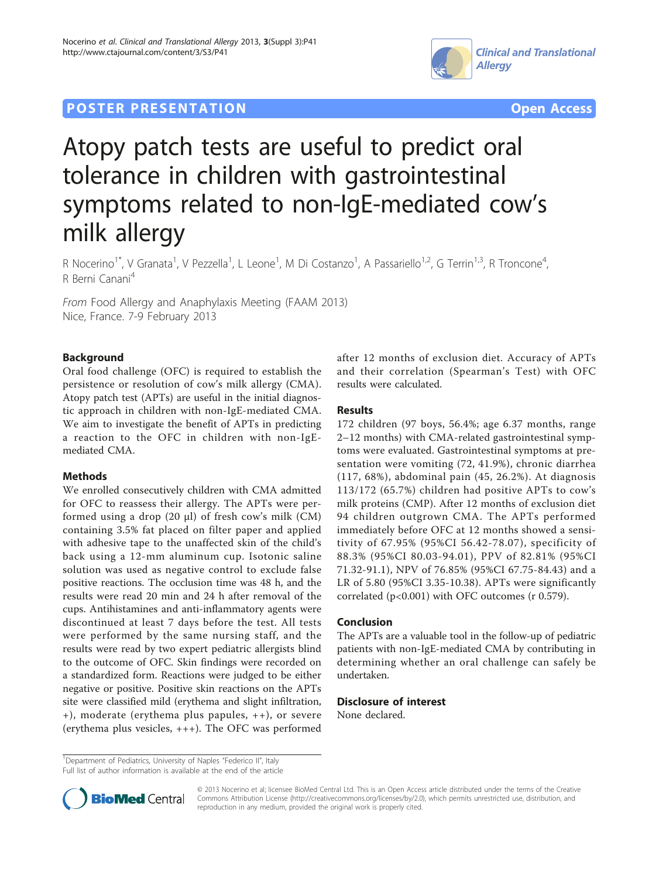POSTER PRESENTATION Open Access

# Atopy patch tests are useful to predict oral tolerance in children with gastrointestinal symptoms related to non-IgE-mediated cow's milk allergy

R Nocerino[1*], V Granata[1], V Pezzella[1], L Leone[1], M Di Costanzo[1], A Passariello[1,2], G Terrin[1,3], R Troncone[4], R Berni Canani[4]

*From* Food Allergy and Anaphylaxis Meeting (FAAM 2013)
Nice, France. 7-9 February 2013

## Background

Oral food challenge (OFC) is required to establish the persistence or resolution of cow's milk allergy (CMA). Atopy patch test (APTs) are useful in the initial diagnostic approach in children with non-IgE-mediated CMA. We aim to investigate the benefit of APTs in predicting a reaction to the OFC in children with non-IgE-mediated CMA.

## Methods

We enrolled consecutively children with CMA admitted for OFC to reassess their allergy. The APTs were performed using a drop (20 μl) of fresh cow's milk (CM) containing 3.5% fat placed on filter paper and applied with adhesive tape to the unaffected skin of the child's back using a 12-mm aluminum cup. Isotonic saline solution was used as negative control to exclude false positive reactions. The occlusion time was 48 h, and the results were read 20 min and 24 h after removal of the cups. Antihistamines and anti-inflammatory agents were discontinued at least 7 days before the test. All tests were performed by the same nursing staff, and the results were read by two expert pediatric allergists blind to the outcome of OFC. Skin findings were recorded on a standardized form. Reactions were judged to be either negative or positive. Positive skin reactions on the APTs site were classified mild (erythema and slight infiltration, +), moderate (erythema plus papules, ++), or severe (erythema plus vesicles, +++). The OFC was performed after 12 months of exclusion diet. Accuracy of APTs and their correlation (Spearman's Test) with OFC results were calculated.

## Results

172 children (97 boys, 56.4%; age 6.37 months, range 2–12 months) with CMA-related gastrointestinal symptoms were evaluated. Gastrointestinal symptoms at presentation were vomiting (72, 41.9%), chronic diarrhea (117, 68%), abdominal pain (45, 26.2%). At diagnosis 113/172 (65.7%) children had positive APTs to cow's milk proteins (CMP). After 12 months of exclusion diet 94 children outgrown CMA. The APTs performed immediately before OFC at 12 months showed a sensitivity of 67.95% (95%CI 56.42-78.07), specificity of 88.3% (95%CI 80.03-94.01), PPV of 82.81% (95%CI 71.32-91.1), NPV of 76.85% (95%CI 67.75-84.43) and a LR of 5.80 (95%CI 3.35-10.38). APTs were significantly correlated ($p<0.001$) with OFC outcomes (r 0.579).

## Conclusion

The APTs are a valuable tool in the follow-up of pediatric patients with non-IgE-mediated CMA by contributing in determining whether an oral challenge can safely be undertaken.

## Disclosure of interest

None declared.

[1]Department of Pediatrics, University of Naples "Federico II", Italy
Full list of author information is available at the end of the article

© 2013 Nocerino et al; licensee BioMed Central Ltd. This is an Open Access article distributed under the terms of the Creative Commons Attribution License (http://creativecommons.org/licenses/by/2.0), which permits unrestricted use, distribution, and reproduction in any medium, provided the original work is properly cited.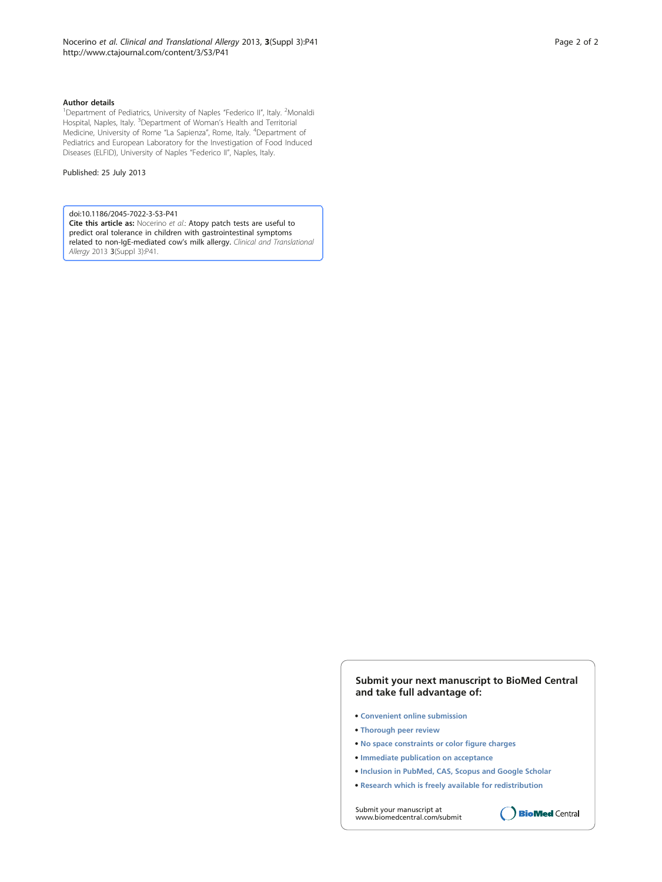**Author details**

[1]Department of Pediatrics, University of Naples "Federico II", Italy. [2]Monaldi Hospital, Naples, Italy. [3]Department of Woman's Health and Territorial Medicine, University of Rome "La Sapienza", Rome, Italy. [4]Department of Pediatrics and European Laboratory for the Investigation of Food Induced Diseases (ELFID), University of Naples "Federico II", Naples, Italy.

Published: 25 July 2013

doi:10.1186/2045-7022-3-S3-P41

**Cite this article as:** Nocerino *et al.*: Atopy patch tests are useful to predict oral tolerance in children with gastrointestinal symptoms related to non-IgE-mediated cow's milk allergy. *Clinical and Translational Allergy* 2013 **3**(Suppl 3):P41.

**Submit your next manuscript to BioMed Central and take full advantage of:**

- **Convenient online submission**
- **Thorough peer review**
- **No space constraints or color figure charges**
- **Immediate publication on acceptance**
- **Inclusion in PubMed, CAS, Scopus and Google Scholar**
- **Research which is freely available for redistribution**

Submit your manuscript at
www.biomedcentral.com/submit

BioMed Central